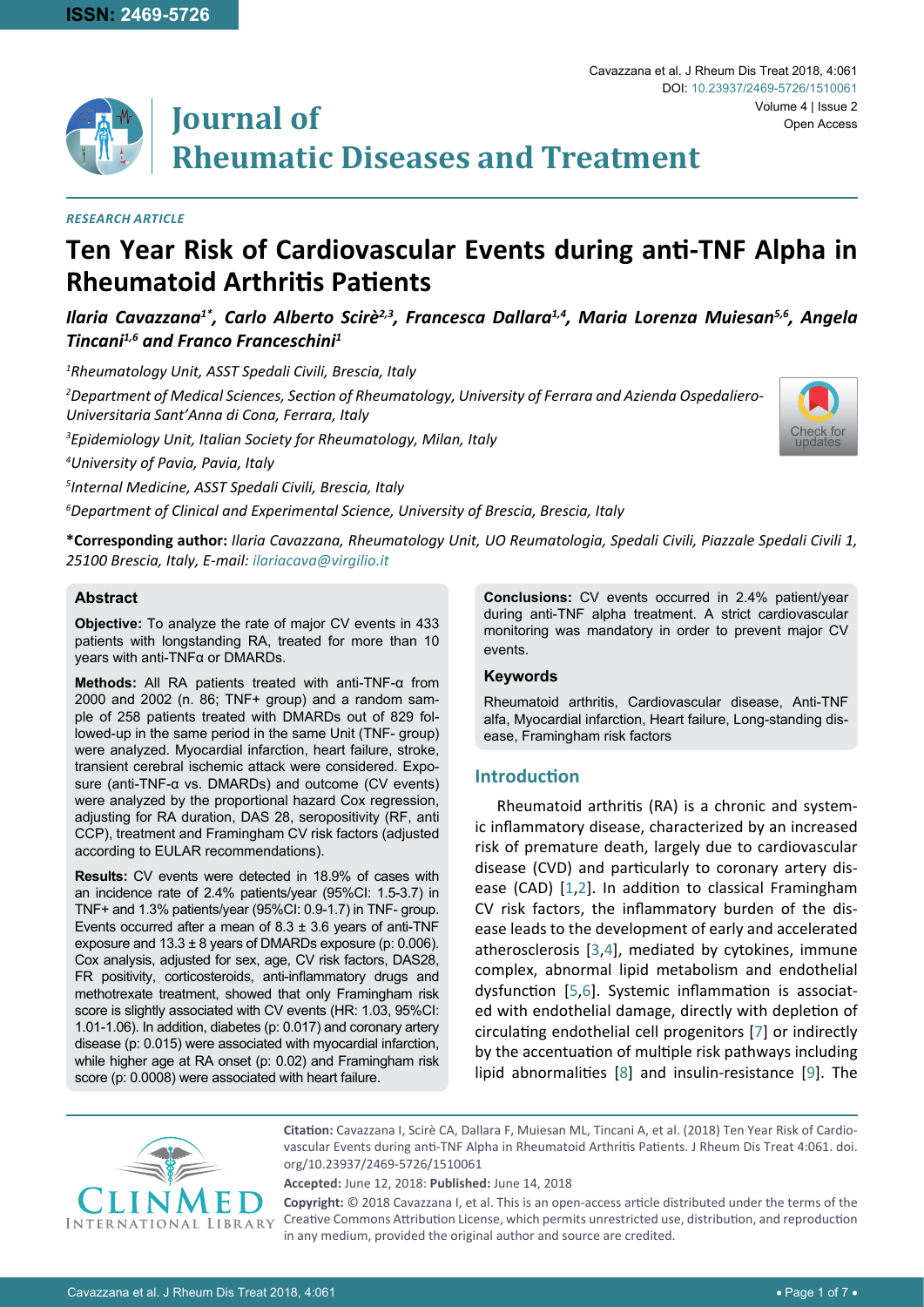ISSN: 2469-5726

Cavazzana et al. J Rheum Dis Treat 2018, 4:061

DOI: 10.23937/2469-5726/1510061

Volume 4 | Issue 2

Open Access

# Journal of Rheumatic Diseases and Treatment

*RESEARCH ARTICLE*

# Ten Year Risk of Cardiovascular Events during anti-TNF Alpha in Rheumatoid Arthritis Patients

***Ilaria Cavazzana[1*], Carlo Alberto Scirè[2,3], Francesca Dallara[1,4], Maria Lorenza Muiesan[5,6], Angela Tincani[1,6] and Franco Franceschini[1]***

*[1]Rheumatology Unit, ASST Spedali Civili, Brescia, Italy*

*[2]Department of Medical Sciences, Section of Rheumatology, University of Ferrara and Azienda Ospedaliero-Universitaria Sant'Anna di Cona, Ferrara, Italy*

*[3]Epidemiology Unit, Italian Society for Rheumatology, Milan, Italy*

*[4]University of Pavia, Pavia, Italy*

*[5]Internal Medicine, ASST Spedali Civili, Brescia, Italy*

*[6]Department of Clinical and Experimental Science, University of Brescia, Brescia, Italy*

**\*Corresponding author:** *Ilaria Cavazzana, Rheumatology Unit, UO Reumatologia, Spedali Civili, Piazzale Spedali Civili 1, 25100 Brescia, Italy, E-mail: ilariacava@virgilio.it*

## Abstract

**Objective:** To analyze the rate of major CV events in 433 patients with longstanding RA, treated for more than 10 years with anti-TNFα or DMARDs.

**Methods:** All RA patients treated with anti-TNF-α from 2000 and 2002 (n. 86; TNF+ group) and a random sample of 258 patients treated with DMARDs out of 829 followed-up in the same period in the same Unit (TNF- group) were analyzed. Myocardial infarction, heart failure, stroke, transient cerebral ischemic attack were considered. Exposure (anti-TNF-α vs. DMARDs) and outcome (CV events) were analyzed by the proportional hazard Cox regression, adjusting for RA duration, DAS 28, seropositivity (RF, anti CCP), treatment and Framingham CV risk factors (adjusted according to EULAR recommendations).

**Results:** CV events were detected in 18.9% of cases with an incidence rate of 2.4% patients/year (95%CI: 1.5-3.7) in TNF+ and 1.3% patients/year (95%CI: 0.9-1.7) in TNF- group. Events occurred after a mean of 8.3 ± 3.6 years of anti-TNF exposure and 13.3 ± 8 years of DMARDs exposure (p: 0.006). Cox analysis, adjusted for sex, age, CV risk factors, DAS28, FR positivity, corticosteroids, anti-inflammatory drugs and methotrexate treatment, showed that only Framingham risk score is slightly associated with CV events (HR: 1.03, 95%CI: 1.01-1.06). In addition, diabetes (p: 0.017) and coronary artery disease (p: 0.015) were associated with myocardial infarction, while higher age at RA onset (p: 0.02) and Framingham risk score (p: 0.0008) were associated with heart failure.

**Conclusions:** CV events occurred in 2.4% patient/year during anti-TNF alpha treatment. A strict cardiovascular monitoring was mandatory in order to prevent major CV events.

### Keywords

Rheumatoid arthritis, Cardiovascular disease, Anti-TNF alfa, Myocardial infarction, Heart failure, Long-standing disease, Framingham risk factors

## Introduction

Rheumatoid arthritis (RA) is a chronic and systemic inflammatory disease, characterized by an increased risk of premature death, largely due to cardiovascular disease (CVD) and particularly to coronary artery disease (CAD) [1,2]. In addition to classical Framingham CV risk factors, the inflammatory burden of the disease leads to the development of early and accelerated atherosclerosis [3,4], mediated by cytokines, immune complex, abnormal lipid metabolism and endothelial dysfunction [5,6]. Systemic inflammation is associated with endothelial damage, directly with depletion of circulating endothelial cell progenitors [7] or indirectly by the accentuation of multiple risk pathways including lipid abnormalities [8] and insulin-resistance [9]. The

**Citation:** Cavazzana I, Scirè CA, Dallara F, Muiesan ML, Tincani A, et al. (2018) Ten Year Risk of Cardiovascular Events during anti-TNF Alpha in Rheumatoid Arthritis Patients. J Rheum Dis Treat 4:061. doi.org/10.23937/2469-5726/1510061

**Accepted:** June 12, 2018: **Published:** June 14, 2018

**Copyright:** © 2018 Cavazzana I, et al. This is an open-access article distributed under the terms of the Creative Commons Attribution License, which permits unrestricted use, distribution, and reproduction in any medium, provided the original author and source are credited.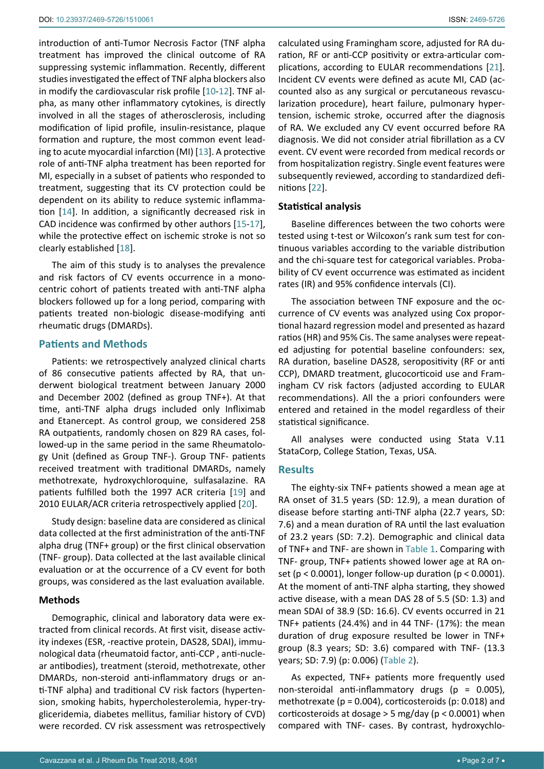introduction of anti-Tumor Necrosis Factor (TNF alpha treatment has improved the clinical outcome of RA suppressing systemic inflammation. Recently, different studies investigated the effect of TNF alpha blockers also in modify the cardiovascular risk profile [10-12]. TNF alpha, as many other inflammatory cytokines, is directly involved in all the stages of atherosclerosis, including modification of lipid profile, insulin-resistance, plaque formation and rupture, the most common event leading to acute myocardial infarction (MI) [13]. A protective role of anti-TNF alpha treatment has been reported for MI, especially in a subset of patients who responded to treatment, suggesting that its CV protection could be dependent on its ability to reduce systemic inflammation [14]. In addition, a significantly decreased risk in CAD incidence was confirmed by other authors [15-17], while the protective effect on ischemic stroke is not so clearly established [18].

The aim of this study is to analyses the prevalence and risk factors of CV events occurrence in a monocentric cohort of patients treated with anti-TNF alpha blockers followed up for a long period, comparing with patients treated non-biologic disease-modifying anti rheumatic drugs (DMARDs).

## Patients and Methods

Patients: we retrospectively analyzed clinical charts of 86 consecutive patients affected by RA, that underwent biological treatment between January 2000 and December 2002 (defined as group TNF+). At that time, anti-TNF alpha drugs included only Infliximab and Etanercept. As control group, we considered 258 RA outpatients, randomly chosen on 829 RA cases, followed-up in the same period in the same Rheumatology Unit (defined as Group TNF-). Group TNF- patients received treatment with traditional DMARDs, namely methotrexate, hydroxychloroquine, sulfasalazine. RA patients fulfilled both the 1997 ACR criteria [19] and 2010 EULAR/ACR criteria retrospectively applied [20].

Study design: baseline data are considered as clinical data collected at the first administration of the anti-TNF alpha drug (TNF+ group) or the first clinical observation (TNF- group). Data collected at the last available clinical evaluation or at the occurrence of a CV event for both groups, was considered as the last evaluation available.

### Methods

Demographic, clinical and laboratory data were extracted from clinical records. At first visit, disease activity indexes (ESR, -reactive protein, DAS28, SDAI), immunological data (rheumatoid factor, anti-CCP , anti-nuclear antibodies), treatment (steroid, methotrexate, other DMARDs, non-steroid anti-inflammatory drugs or anti-TNF alpha) and traditional CV risk factors (hypertension, smoking habits, hypercholesterolemia, hyper-trygliceridemia, diabetes mellitus, familiar history of CVD) were recorded. CV risk assessment was retrospectively calculated using Framingham score, adjusted for RA duration, RF or anti-CCP positivity or extra-articular complications, according to EULAR recommendations [21]. Incident CV events were defined as acute MI, CAD (accounted also as any surgical or percutaneous revascularization procedure), heart failure, pulmonary hypertension, ischemic stroke, occurred after the diagnosis of RA. We excluded any CV event occurred before RA diagnosis. We did not consider atrial fibrillation as a CV event. CV event were recorded from medical records or from hospitalization registry. Single event features were subsequently reviewed, according to standardized definitions [22].

### Statistical analysis

Baseline differences between the two cohorts were tested using t-test or Wilcoxon's rank sum test for continuous variables according to the variable distribution and the chi-square test for categorical variables. Probability of CV event occurrence was estimated as incident rates (IR) and 95% confidence intervals (CI).

The association between TNF exposure and the occurrence of CV events was analyzed using Cox proportional hazard regression model and presented as hazard ratios (HR) and 95% Cis. The same analyses were repeated adjusting for potential baseline confounders: sex, RA duration, baseline DAS28, seropositivity (RF or anti CCP), DMARD treatment, glucocorticoid use and Framingham CV risk factors (adjusted according to EULAR recommendations). All the a priori confounders were entered and retained in the model regardless of their statistical significance.

All analyses were conducted using Stata V.11 StataCorp, College Station, Texas, USA.

## Results

The eighty-six TNF+ patients showed a mean age at RA onset of 31.5 years (SD: 12.9), a mean duration of disease before starting anti-TNF alpha (22.7 years, SD: 7.6) and a mean duration of RA until the last evaluation of 23.2 years (SD: 7.2). Demographic and clinical data of TNF+ and TNF- are shown in Table 1. Comparing with TNF- group, TNF+ patients showed lower age at RA onset ($p < 0.0001$), longer follow-up duration ($p < 0.0001$). At the moment of anti-TNF alpha starting, they showed active disease, with a mean DAS 28 of 5.5 (SD: 1.3) and mean SDAI of 38.9 (SD: 16.6). CV events occurred in 21 TNF+ patients (24.4%) and in 44 TNF- (17%): the mean duration of drug exposure resulted be lower in TNF+ group (8.3 years; SD: 3.6) compared with TNF- (13.3 years; SD: 7.9) (p: 0.006) (Table 2).

As expected, TNF+ patients more frequently used non-steroidal anti-inflammatory drugs ($p = 0.005$), methotrexate ($p = 0.004$), corticosteroids (p: 0.018) and corticosteroids at dosage > 5 mg/day ($p < 0.0001$) when compared with TNF- cases. By contrast, hydroxychlo-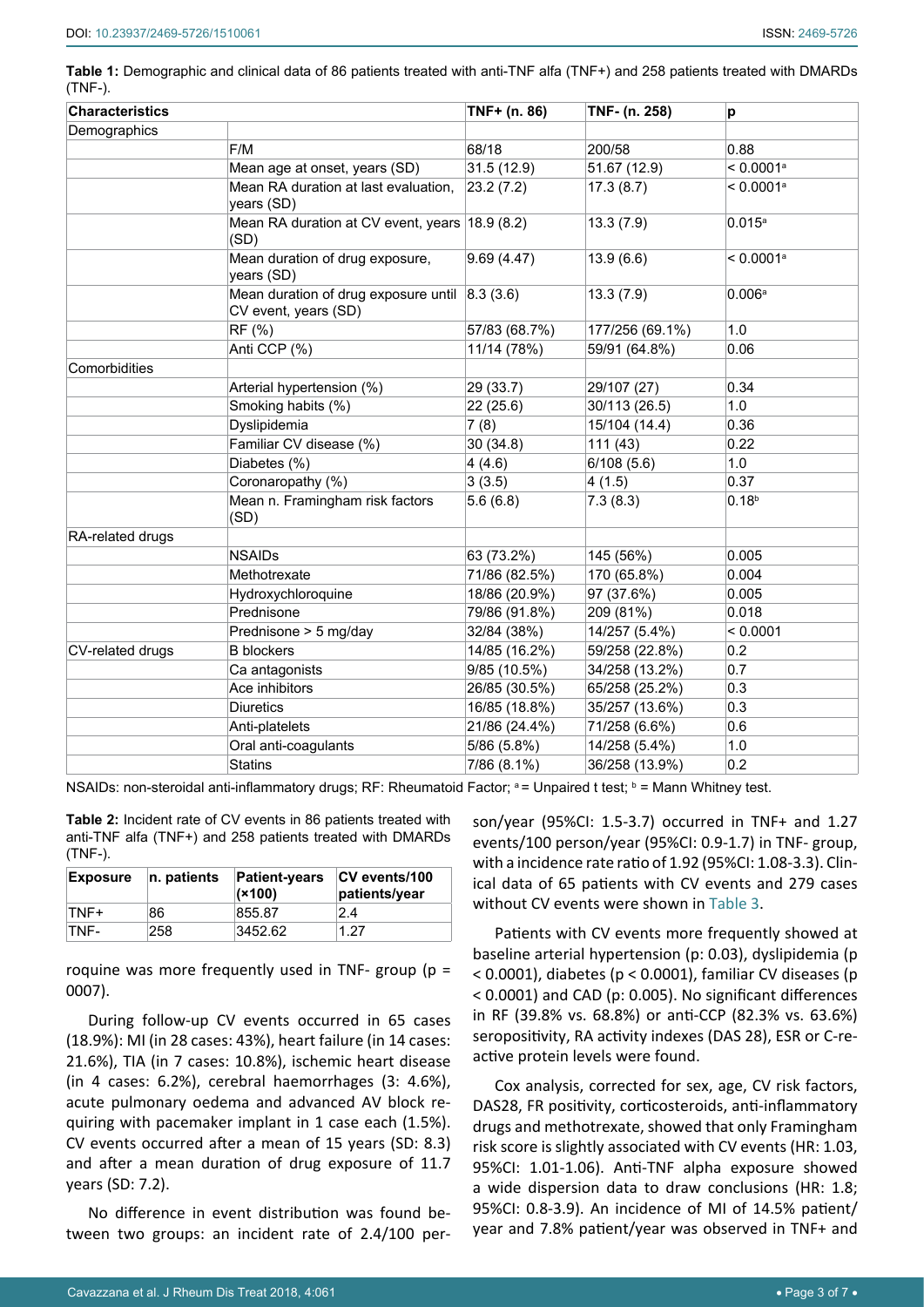**Table 1:** Demographic and clinical data of 86 patients treated with anti-TNF alfa (TNF+) and 258 patients treated with DMARDs (TNF-).

| Characteristics | | TNF+ (n. 86) | TNF- (n. 258) | p |
|---|---|---|---|---|
| Demographics | | | | |
| | F/M | 68/18 | 200/58 | 0.88 |
| | Mean age at onset, years (SD) | 31.5 (12.9) | 51.67 (12.9) | < 0.0001[a] |
| | Mean RA duration at last evaluation, years (SD) | 23.2 (7.2) | 17.3 (8.7) | < 0.0001[a] |
| | Mean RA duration at CV event, years (SD) | 18.9 (8.2) | 13.3 (7.9) | 0.015[a] |
| | Mean duration of drug exposure, years (SD) | 9.69 (4.47) | 13.9 (6.6) | < 0.0001[a] |
| | Mean duration of drug exposure until CV event, years (SD) | 8.3 (3.6) | 13.3 (7.9) | 0.006[a] |
| | RF (%) | 57/83 (68.7%) | 177/256 (69.1%) | 1.0 |
| | Anti CCP (%) | 11/14 (78%) | 59/91 (64.8%) | 0.06 |
| Comorbidities | | | | |
| | Arterial hypertension (%) | 29 (33.7) | 29/107 (27) | 0.34 |
| | Smoking habits (%) | 22 (25.6) | 30/113 (26.5) | 1.0 |
| | Dyslipidemia | 7 (8) | 15/104 (14.4) | 0.36 |
| | Familiar CV disease (%) | 30 (34.8) | 111 (43) | 0.22 |
| | Diabetes (%) | 4 (4.6) | 6/108 (5.6) | 1.0 |
| | Coronaropathy (%) | 3 (3.5) | 4 (1.5) | 0.37 |
| | Mean n. Framingham risk factors (SD) | 5.6 (6.8) | 7.3 (8.3) | 0.18[b] |
| RA-related drugs | | | | |
| | NSAIDs | 63 (73.2%) | 145 (56%) | 0.005 |
| | Methotrexate | 71/86 (82.5%) | 170 (65.8%) | 0.004 |
| | Hydroxychloroquine | 18/86 (20.9%) | 97 (37.6%) | 0.005 |
| | Prednisone | 79/86 (91.8%) | 209 (81%) | 0.018 |
| | Prednisone > 5 mg/day | 32/84 (38%) | 14/257 (5.4%) | < 0.0001 |
| CV-related drugs | B blockers | 14/85 (16.2%) | 59/258 (22.8%) | 0.2 |
| | Ca antagonists | 9/85 (10.5%) | 34/258 (13.2%) | 0.7 |
| | Ace inhibitors | 26/85 (30.5%) | 65/258 (25.2%) | 0.3 |
| | Diuretics | 16/85 (18.8%) | 35/257 (13.6%) | 0.3 |
| | Anti-platelets | 21/86 (24.4%) | 71/258 (6.6%) | 0.6 |
| | Oral anti-coagulants | 5/86 (5.8%) | 14/258 (5.4%) | 1.0 |
| | Statins | 7/86 (8.1%) | 36/258 (13.9%) | 0.2 |

NSAIDs: non-steroidal anti-inflammatory drugs; RF: Rheumatoid Factor; [a] = Unpaired t test; [b] = Mann Whitney test.

**Table 2:** Incident rate of CV events in 86 patients treated with anti-TNF alfa (TNF+) and 258 patients treated with DMARDs (TNF-).

| Exposure | n. patients | Patient-years (×100) | CV events/100 patients/year |
|---|---|---|---|
| TNF+ | 86 | 855.87 | 2.4 |
| TNF- | 258 | 3452.62 | 1.27 |

roquine was more frequently used in TNF- group (p = 0007).

During follow-up CV events occurred in 65 cases (18.9%): MI (in 28 cases: 43%), heart failure (in 14 cases: 21.6%), TIA (in 7 cases: 10.8%), ischemic heart disease (in 4 cases: 6.2%), cerebral haemorrhages (3: 4.6%), acute pulmonary oedema and advanced AV block requiring with pacemaker implant in 1 case each (1.5%). CV events occurred after a mean of 15 years (SD: 8.3) and after a mean duration of drug exposure of 11.7 years (SD: 7.2).

No difference in event distribution was found between two groups: an incident rate of 2.4/100 person/year (95%CI: 1.5-3.7) occurred in TNF+ and 1.27 events/100 person/year (95%CI: 0.9-1.7) in TNF- group, with a incidence rate ratio of 1.92 (95%CI: 1.08-3.3). Clinical data of 65 patients with CV events and 279 cases without CV events were shown in Table 3.

Patients with CV events more frequently showed at baseline arterial hypertension (p: 0.03), dyslipidemia (p < 0.0001), diabetes (p < 0.0001), familiar CV diseases (p < 0.0001) and CAD (p: 0.005). No significant differences in RF (39.8% vs. 68.8%) or anti-CCP (82.3% vs. 63.6%) seropositivity, RA activity indexes (DAS 28), ESR or C-reactive protein levels were found.

Cox analysis, corrected for sex, age, CV risk factors, DAS28, FR positivity, corticosteroids, anti-inflammatory drugs and methotrexate, showed that only Framingham risk score is slightly associated with CV events (HR: 1.03, 95%CI: 1.01-1.06). Anti-TNF alpha exposure showed a wide dispersion data to draw conclusions (HR: 1.8; 95%CI: 0.8-3.9). An incidence of MI of 14.5% patient/year and 7.8% patient/year was observed in TNF+ and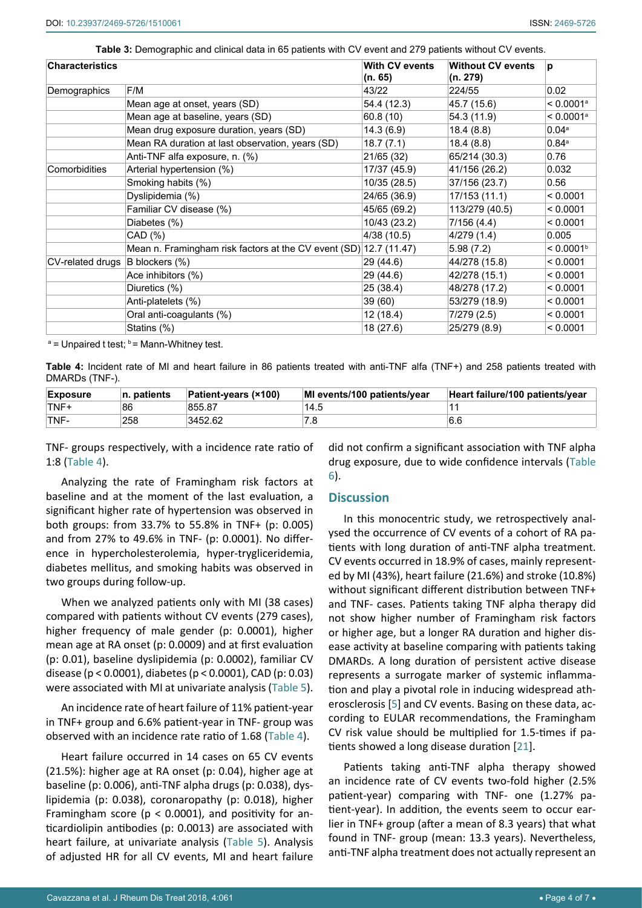**Table 3:** Demographic and clinical data in 65 patients with CV event and 279 patients without CV events.

| Characteristics | | With CV events (n. 65) | Without CV events (n. 279) | p |
|---|---|---|---|---|
| Demographics | F/M | 43/22 | 224/55 | 0.02 |
| | Mean age at onset, years (SD) | 54.4 (12.3) | 45.7 (15.6) | < 0.0001[a] |
| | Mean age at baseline, years (SD) | 60.8 (10) | 54.3 (11.9) | < 0.0001[a] |
| | Mean drug exposure duration, years (SD) | 14.3 (6.9) | 18.4 (8.8) | 0.04[a] |
| | Mean RA duration at last observation, years (SD) | 18.7 (7.1) | 18.4 (8.8) | 0.84[a] |
| | Anti-TNF alfa exposure, n. (%) | 21/65 (32) | 65/214 (30.3) | 0.76 |
| Comorbidities | Arterial hypertension (%) | 17/37 (45.9) | 41/156 (26.2) | 0.032 |
| | Smoking habits (%) | 10/35 (28.5) | 37/156 (23.7) | 0.56 |
| | Dyslipidemia (%) | 24/65 (36.9) | 17/153 (11.1) | < 0.0001 |
| | Familiar CV disease (%) | 45/65 (69.2) | 113/279 (40.5) | < 0.0001 |
| | Diabetes (%) | 10/43 (23.2) | 7/156 (4.4) | < 0.0001 |
| | CAD (%) | 4/38 (10.5) | 4/279 (1.4) | 0.005 |
| | Mean n. Framingham risk factors at the CV event (SD) | 12.7 (11.47) | 5.98 (7.2) | < 0.0001[b] |
| CV-related drugs | B blockers (%) | 29 (44.6) | 44/278 (15.8) | < 0.0001 |
| | Ace inhibitors (%) | 29 (44.6) | 42/278 (15.1) | < 0.0001 |
| | Diuretics (%) | 25 (38.4) | 48/278 (17.2) | < 0.0001 |
| | Anti-platelets (%) | 39 (60) | 53/279 (18.9) | < 0.0001 |
| | Oral anti-coagulants (%) | 12 (18.4) | 7/279 (2.5) | < 0.0001 |
| | Statins (%) | 18 (27.6) | 25/279 (8.9) | < 0.0001 |

[a] = Unpaired t test; [b] = Mann-Whitney test.

**Table 4:** Incident rate of MI and heart failure in 86 patients treated with anti-TNF alfa (TNF+) and 258 patients treated with DMARDs (TNF-).

| Exposure | n. patients | Patient-years (×100) | MI events/100 patients/year | Heart failure/100 patients/year |
|---|---|---|---|---|
| TNF+ | 86 | 855.87 | 14.5 | 11 |
| TNF- | 258 | 3452.62 | 7.8 | 6.6 |

TNF- groups respectively, with a incidence rate ratio of 1:8 (Table 4).

Analyzing the rate of Framingham risk factors at baseline and at the moment of the last evaluation, a significant higher rate of hypertension was observed in both groups: from 33.7% to 55.8% in TNF+ (p: 0.005) and from 27% to 49.6% in TNF- (p: 0.0001). No difference in hypercholesterolemia, hyper-trygliceridemia, diabetes mellitus, and smoking habits was observed in two groups during follow-up.

When we analyzed patients only with MI (38 cases) compared with patients without CV events (279 cases), higher frequency of male gender (p: 0.0001), higher mean age at RA onset (p: 0.0009) and at first evaluation (p: 0.01), baseline dyslipidemia (p: 0.0002), familiar CV disease (p < 0.0001), diabetes (p < 0.0001), CAD (p: 0.03) were associated with MI at univariate analysis (Table 5).

An incidence rate of heart failure of 11% patient-year in TNF+ group and 6.6% patient-year in TNF- group was observed with an incidence rate ratio of 1.68 (Table 4).

Heart failure occurred in 14 cases on 65 CV events (21.5%): higher age at RA onset (p: 0.04), higher age at baseline (p: 0.006), anti-TNF alpha drugs (p: 0.038), dyslipidemia (p: 0.038), coronaropathy (p: 0.018), higher Framingham score (p < 0.0001), and positivity for anticardiolipin antibodies (p: 0.0013) are associated with heart failure, at univariate analysis (Table 5). Analysis of adjusted HR for all CV events, MI and heart failure did not confirm a significant association with TNF alpha drug exposure, due to wide confidence intervals (Table 6).

## Discussion

In this monocentric study, we retrospectively analysed the occurrence of CV events of a cohort of RA patients with long duration of anti-TNF alpha treatment. CV events occurred in 18.9% of cases, mainly represented by MI (43%), heart failure (21.6%) and stroke (10.8%) without significant different distribution between TNF+ and TNF- cases. Patients taking TNF alpha therapy did not show higher number of Framingham risk factors or higher age, but a longer RA duration and higher disease activity at baseline comparing with patients taking DMARDs. A long duration of persistent active disease represents a surrogate marker of systemic inflammation and play a pivotal role in inducing widespread atherosclerosis [5] and CV events. Basing on these data, according to EULAR recommendations, the Framingham CV risk value should be multiplied for 1.5-times if patients showed a long disease duration [21].

Patients taking anti-TNF alpha therapy showed an incidence rate of CV events two-fold higher (2.5% patient-year) comparing with TNF- one (1.27% patient-year). In addition, the events seem to occur earlier in TNF+ group (after a mean of 8.3 years) that what found in TNF- group (mean: 13.3 years). Nevertheless, anti-TNF alpha treatment does not actually represent an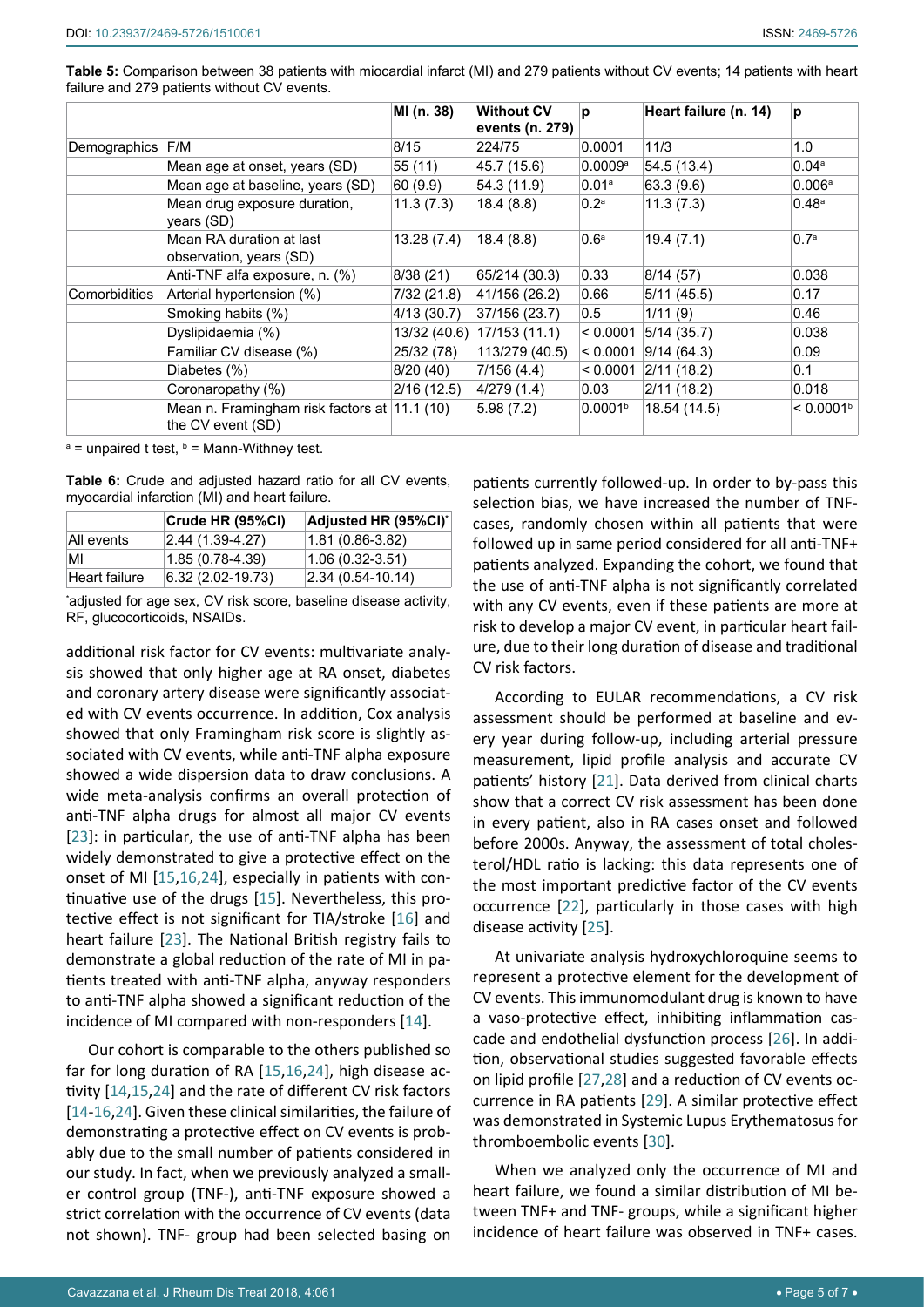**Table 5:** Comparison between 38 patients with miocardial infarct (MI) and 279 patients without CV events; 14 patients with heart failure and 279 patients without CV events.

| | | MI (n. 38) | Without CV events (n. 279) | p | Heart failure (n. 14) | p |
|---|---|---|---|---|---|---|
| Demographics | F/M | 8/15 | 224/75 | 0.0001 | 11/3 | 1.0 |
| | Mean age at onset, years (SD) | 55 (11) | 45.7 (15.6) | 0.0009[a] | 54.5 (13.4) | 0.04[a] |
| | Mean age at baseline, years (SD) | 60 (9.9) | 54.3 (11.9) | 0.01[a] | 63.3 (9.6) | 0.006[a] |
| | Mean drug exposure duration, years (SD) | 11.3 (7.3) | 18.4 (8.8) | 0.2[a] | 11.3 (7.3) | 0.48[a] |
| | Mean RA duration at last observation, years (SD) | 13.28 (7.4) | 18.4 (8.8) | 0.6[a] | 19.4 (7.1) | 0.7[a] |
| | Anti-TNF alfa exposure, n. (%) | 8/38 (21) | 65/214 (30.3) | 0.33 | 8/14 (57) | 0.038 |
| Comorbidities | Arterial hypertension (%) | 7/32 (21.8) | 41/156 (26.2) | 0.66 | 5/11 (45.5) | 0.17 |
| | Smoking habits (%) | 4/13 (30.7) | 37/156 (23.7) | 0.5 | 1/11 (9) | 0.46 |
| | Dyslipidaemia (%) | 13/32 (40.6) | 17/153 (11.1) | < 0.0001 | 5/14 (35.7) | 0.038 |
| | Familiar CV disease (%) | 25/32 (78) | 113/279 (40.5) | < 0.0001 | 9/14 (64.3) | 0.09 |
| | Diabetes (%) | 8/20 (40) | 7/156 (4.4) | < 0.0001 | 2/11 (18.2) | 0.1 |
| | Coronaropathy (%) | 2/16 (12.5) | 4/279 (1.4) | 0.03 | 2/11 (18.2) | 0.018 |
| | Mean n. Framingham risk factors at the CV event (SD) | 11.1 (10) | 5.98 (7.2) | 0.0001[b] | 18.54 (14.5) | < 0.0001[b] |

[a] = unpaired t test, [b] = Mann-Withney test.

**Table 6:** Crude and adjusted hazard ratio for all CV events, myocardial infarction (MI) and heart failure.

| | Crude HR (95%CI) | Adjusted HR (95%CI)* |
|---|---|---|
| All events | 2.44 (1.39-4.27) | 1.81 (0.86-3.82) |
| MI | 1.85 (0.78-4.39) | 1.06 (0.32-3.51) |
| Heart failure | 6.32 (2.02-19.73) | 2.34 (0.54-10.14) |

*adjusted for age sex, CV risk score, baseline disease activity, RF, glucocorticoids, NSAIDs.

additional risk factor for CV events: multivariate analysis showed that only higher age at RA onset, diabetes and coronary artery disease were significantly associated with CV events occurrence. In addition, Cox analysis showed that only Framingham risk score is slightly associated with CV events, while anti-TNF alpha exposure showed a wide dispersion data to draw conclusions. A wide meta-analysis confirms an overall protection of anti-TNF alpha drugs for almost all major CV events [23]: in particular, the use of anti-TNF alpha has been widely demonstrated to give a protective effect on the onset of MI [15,16,24], especially in patients with continuative use of the drugs [15]. Nevertheless, this protective effect is not significant for TIA/stroke [16] and heart failure [23]. The National British registry fails to demonstrate a global reduction of the rate of MI in patients treated with anti-TNF alpha, anyway responders to anti-TNF alpha showed a significant reduction of the incidence of MI compared with non-responders [14].

Our cohort is comparable to the others published so far for long duration of RA [15,16,24], high disease activity [14,15,24] and the rate of different CV risk factors [14-16,24]. Given these clinical similarities, the failure of demonstrating a protective effect on CV events is probably due to the small number of patients considered in our study. In fact, when we previously analyzed a smaller control group (TNF-), anti-TNF exposure showed a strict correlation with the occurrence of CV events (data not shown). TNF- group had been selected basing on patients currently followed-up. In order to by-pass this selection bias, we have increased the number of TNF- cases, randomly chosen within all patients that were followed up in same period considered for all anti-TNF+ patients analyzed. Expanding the cohort, we found that the use of anti-TNF alpha is not significantly correlated with any CV events, even if these patients are more at risk to develop a major CV event, in particular heart failure, due to their long duration of disease and traditional CV risk factors.

According to EULAR recommendations, a CV risk assessment should be performed at baseline and every year during follow-up, including arterial pressure measurement, lipid profile analysis and accurate CV patients' history [21]. Data derived from clinical charts show that a correct CV risk assessment has been done in every patient, also in RA cases onset and followed before 2000s. Anyway, the assessment of total cholesterol/HDL ratio is lacking: this data represents one of the most important predictive factor of the CV events occurrence [22], particularly in those cases with high disease activity [25].

At univariate analysis hydroxychloroquine seems to represent a protective element for the development of CV events. This immunomodulant drug is known to have a vaso-protective effect, inhibiting inflammation cascade and endothelial dysfunction process [26]. In addition, observational studies suggested favorable effects on lipid profile [27,28] and a reduction of CV events occurrence in RA patients [29]. A similar protective effect was demonstrated in Systemic Lupus Erythematosus for thromboembolic events [30].

When we analyzed only the occurrence of MI and heart failure, we found a similar distribution of MI between TNF+ and TNF- groups, while a significant higher incidence of heart failure was observed in TNF+ cases.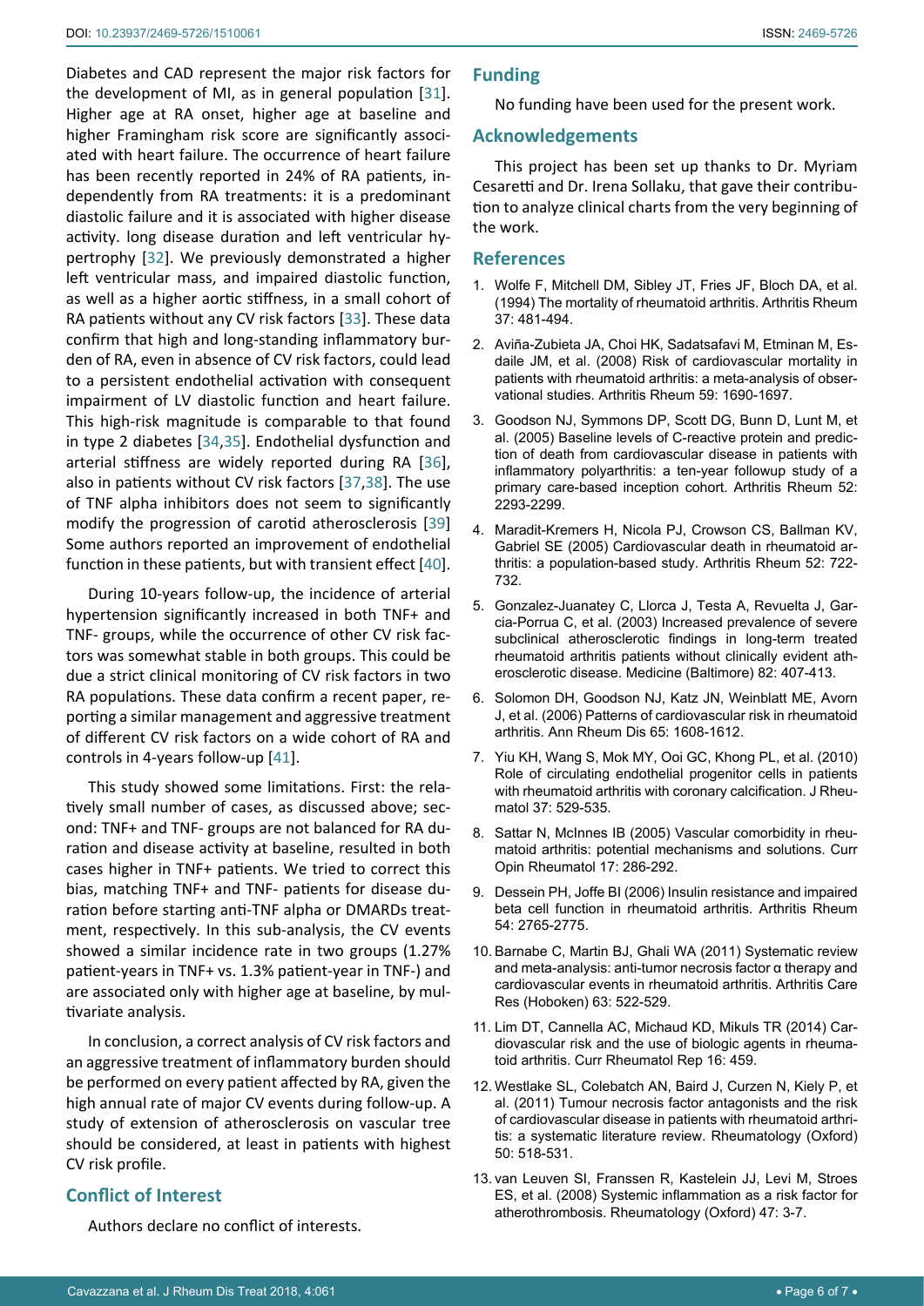Diabetes and CAD represent the major risk factors for the development of MI, as in general population [31]. Higher age at RA onset, higher age at baseline and higher Framingham risk score are significantly associated with heart failure. The occurrence of heart failure has been recently reported in 24% of RA patients, independently from RA treatments: it is a predominant diastolic failure and it is associated with higher disease activity. long disease duration and left ventricular hypertrophy [32]. We previously demonstrated a higher left ventricular mass, and impaired diastolic function, as well as a higher aortic stiffness, in a small cohort of RA patients without any CV risk factors [33]. These data confirm that high and long-standing inflammatory burden of RA, even in absence of CV risk factors, could lead to a persistent endothelial activation with consequent impairment of LV diastolic function and heart failure. This high-risk magnitude is comparable to that found in type 2 diabetes [34,35]. Endothelial dysfunction and arterial stiffness are widely reported during RA [36], also in patients without CV risk factors [37,38]. The use of TNF alpha inhibitors does not seem to significantly modify the progression of carotid atherosclerosis [39] Some authors reported an improvement of endothelial function in these patients, but with transient effect [40].

During 10-years follow-up, the incidence of arterial hypertension significantly increased in both TNF+ and TNF- groups, while the occurrence of other CV risk factors was somewhat stable in both groups. This could be due a strict clinical monitoring of CV risk factors in two RA populations. These data confirm a recent paper, reporting a similar management and aggressive treatment of different CV risk factors on a wide cohort of RA and controls in 4-years follow-up [41].

This study showed some limitations. First: the relatively small number of cases, as discussed above; second: TNF+ and TNF- groups are not balanced for RA duration and disease activity at baseline, resulted in both cases higher in TNF+ patients. We tried to correct this bias, matching TNF+ and TNF- patients for disease duration before starting anti-TNF alpha or DMARDs treatment, respectively. In this sub-analysis, the CV events showed a similar incidence rate in two groups (1.27% patient-years in TNF+ vs. 1.3% patient-year in TNF-) and are associated only with higher age at baseline, by multivariate analysis.

In conclusion, a correct analysis of CV risk factors and an aggressive treatment of inflammatory burden should be performed on every patient affected by RA, given the high annual rate of major CV events during follow-up. A study of extension of atherosclerosis on vascular tree should be considered, at least in patients with highest CV risk profile.

## Conflict of Interest

Authors declare no conflict of interests.

## Funding

No funding have been used for the present work.

## Acknowledgements

This project has been set up thanks to Dr. Myriam Cesaretti and Dr. Irena Sollaku, that gave their contribution to analyze clinical charts from the very beginning of the work.

## References

1. Wolfe F, Mitchell DM, Sibley JT, Fries JF, Bloch DA, et al. (1994) The mortality of rheumatoid arthritis. Arthritis Rheum 37: 481-494.
2. Aviña-Zubieta JA, Choi HK, Sadatsafavi M, Etminan M, Esdaile JM, et al. (2008) Risk of cardiovascular mortality in patients with rheumatoid arthritis: a meta-analysis of observational studies. Arthritis Rheum 59: 1690-1697.
3. Goodson NJ, Symmons DP, Scott DG, Bunn D, Lunt M, et al. (2005) Baseline levels of C-reactive protein and prediction of death from cardiovascular disease in patients with inflammatory polyarthritis: a ten-year followup study of a primary care-based inception cohort. Arthritis Rheum 52: 2293-2299.
4. Maradit-Kremers H, Nicola PJ, Crowson CS, Ballman KV, Gabriel SE (2005) Cardiovascular death in rheumatoid arthritis: a population-based study. Arthritis Rheum 52: 722-732.
5. Gonzalez-Juanatey C, Llorca J, Testa A, Revuelta J, Garcia-Porrua C, et al. (2003) Increased prevalence of severe subclinical atherosclerotic findings in long-term treated rheumatoid arthritis patients without clinically evident atherosclerotic disease. Medicine (Baltimore) 82: 407-413.
6. Solomon DH, Goodson NJ, Katz JN, Weinblatt ME, Avorn J, et al. (2006) Patterns of cardiovascular risk in rheumatoid arthritis. Ann Rheum Dis 65: 1608-1612.
7. Yiu KH, Wang S, Mok MY, Ooi GC, Khong PL, et al. (2010) Role of circulating endothelial progenitor cells in patients with rheumatoid arthritis with coronary calcification. J Rheumatol 37: 529-535.
8. Sattar N, McInnes IB (2005) Vascular comorbidity in rheumatoid arthritis: potential mechanisms and solutions. Curr Opin Rheumatol 17: 286-292.
9. Dessein PH, Joffe BI (2006) Insulin resistance and impaired beta cell function in rheumatoid arthritis. Arthritis Rheum 54: 2765-2775.
10. Barnabe C, Martin BJ, Ghali WA (2011) Systematic review and meta-analysis: anti-tumor necrosis factor α therapy and cardiovascular events in rheumatoid arthritis. Arthritis Care Res (Hoboken) 63: 522-529.
11. Lim DT, Cannella AC, Michaud KD, Mikuls TR (2014) Cardiovascular risk and the use of biologic agents in rheumatoid arthritis. Curr Rheumatol Rep 16: 459.
12. Westlake SL, Colebatch AN, Baird J, Curzen N, Kiely P, et al. (2011) Tumour necrosis factor antagonists and the risk of cardiovascular disease in patients with rheumatoid arthritis: a systematic literature review. Rheumatology (Oxford) 50: 518-531.
13. van Leuven SI, Franssen R, Kastelein JJ, Levi M, Stroes ES, et al. (2008) Systemic inflammation as a risk factor for atherothrombosis. Rheumatology (Oxford) 47: 3-7.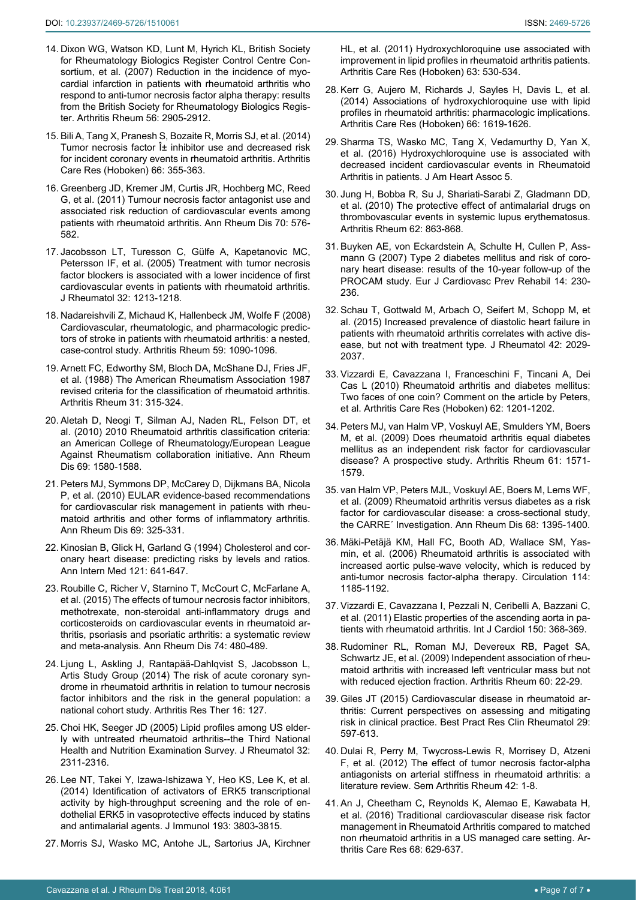14. Dixon WG, Watson KD, Lunt M, Hyrich KL, British Society for Rheumatology Biologics Register Control Centre Consortium, et al. (2007) Reduction in the incidence of myocardial infarction in patients with rheumatoid arthritis who respond to anti-tumor necrosis factor alpha therapy: results from the British Society for Rheumatology Biologics Register. Arthritis Rheum 56: 2905-2912.

15. Bili A, Tang X, Pranesh S, Bozaite R, Morris SJ, et al. (2014) Tumor necrosis factor Î± inhibitor use and decreased risk for incident coronary events in rheumatoid arthritis. Arthritis Care Res (Hoboken) 66: 355-363.

16. Greenberg JD, Kremer JM, Curtis JR, Hochberg MC, Reed G, et al. (2011) Tumour necrosis factor antagonist use and associated risk reduction of cardiovascular events among patients with rheumatoid arthritis. Ann Rheum Dis 70: 576-582.

17. Jacobsson LT, Turesson C, Gülfe A, Kapetanovic MC, Petersson IF, et al. (2005) Treatment with tumor necrosis factor blockers is associated with a lower incidence of first cardiovascular events in patients with rheumatoid arthritis. J Rheumatol 32: 1213-1218.

18. Nadareishvili Z, Michaud K, Hallenbeck JM, Wolfe F (2008) Cardiovascular, rheumatologic, and pharmacologic predictors of stroke in patients with rheumatoid arthritis: a nested, case-control study. Arthritis Rheum 59: 1090-1096.

19. Arnett FC, Edworthy SM, Bloch DA, McShane DJ, Fries JF, et al. (1988) The American Rheumatism Association 1987 revised criteria for the classification of rheumatoid arthritis. Arthritis Rheum 31: 315-324.

20. Aletah D, Neogi T, Silman AJ, Naden RL, Felson DT, et al. (2010) 2010 Rheumatoid arthritis classification criteria: an American College of Rheumatology/European League Against Rheumatism collaboration initiative. Ann Rheum Dis 69: 1580-1588.

21. Peters MJ, Symmons DP, McCarey D, Dijkmans BA, Nicola P, et al. (2010) EULAR evidence-based recommendations for cardiovascular risk management in patients with rheumatoid arthritis and other forms of inflammatory arthritis. Ann Rheum Dis 69: 325-331.

22. Kinosian B, Glick H, Garland G (1994) Cholesterol and coronary heart disease: predicting risks by levels and ratios. Ann Intern Med 121: 641-647.

23. Roubille C, Richer V, Starnino T, McCourt C, McFarlane A, et al. (2015) The effects of tumour necrosis factor inhibitors, methotrexate, non-steroidal anti-inflammatory drugs and corticosteroids on cardiovascular events in rheumatoid arthritis, psoriasis and psoriatic arthritis: a systematic review and meta-analysis. Ann Rheum Dis 74: 480-489.

24. Ljung L, Askling J, Rantapää-Dahlqvist S, Jacobsson L, Artis Study Group (2014) The risk of acute coronary syndrome in rheumatoid arthritis in relation to tumour necrosis factor inhibitors and the risk in the general population: a national cohort study. Arthritis Res Ther 16: 127.

25. Choi HK, Seeger JD (2005) Lipid profiles among US elderly with untreated rheumatoid arthritis--the Third National Health and Nutrition Examination Survey. J Rheumatol 32: 2311-2316.

26. Lee NT, Takei Y, Izawa-Ishizawa Y, Heo KS, Lee K, et al. (2014) Identification of activators of ERK5 transcriptional activity by high-throughput screening and the role of endothelial ERK5 in vasoprotective effects induced by statins and antimalarial agents. J Immunol 193: 3803-3815.

27. Morris SJ, Wasko MC, Antohe JL, Sartorius JA, Kirchner HL, et al. (2011) Hydroxychloroquine use associated with improvement in lipid profiles in rheumatoid arthritis patients. Arthritis Care Res (Hoboken) 63: 530-534.

28. Kerr G, Aujero M, Richards J, Sayles H, Davis L, et al. (2014) Associations of hydroxychloroquine use with lipid profiles in rheumatoid arthritis: pharmacologic implications. Arthritis Care Res (Hoboken) 66: 1619-1626.

29. Sharma TS, Wasko MC, Tang X, Vedamurthy D, Yan X, et al. (2016) Hydroxychloroquine use is associated with decreased incident cardiovascular events in Rheumatoid Arthritis in patients. J Am Heart Assoc 5.

30. Jung H, Bobba R, Su J, Shariati-Sarabi Z, Gladmann DD, et al. (2010) The protective effect of antimalarial drugs on thrombovascular events in systemic lupus erythematosus. Arthritis Rheum 62: 863-868.

31. Buyken AE, von Eckardstein A, Schulte H, Cullen P, Assmann G (2007) Type 2 diabetes mellitus and risk of coronary heart disease: results of the 10-year follow-up of the PROCAM study. Eur J Cardiovasc Prev Rehabil 14: 230-236.

32. Schau T, Gottwald M, Arbach O, Seifert M, Schopp M, et al. (2015) Increased prevalence of diastolic heart failure in patients with rheumatoid arthritis correlates with active disease, but not with treatment type. J Rheumatol 42: 2029-2037.

33. Vizzardi E, Cavazzana I, Franceschini F, Tincani A, Dei Cas L (2010) Rheumatoid arthritis and diabetes mellitus: Two faces of one coin? Comment on the article by Peters, et al. Arthritis Care Res (Hoboken) 62: 1201-1202.

34. Peters MJ, van Halm VP, Voskuyl AE, Smulders YM, Boers M, et al. (2009) Does rheumatoid arthritis equal diabetes mellitus as an independent risk factor for cardiovascular disease? A prospective study. Arthritis Rheum 61: 1571-1579.

35. van Halm VP, Peters MJL, Voskuyl AE, Boers M, Lems WF, et al. (2009) Rheumatoid arthritis versus diabetes as a risk factor for cardiovascular disease: a cross-sectional study, the CARRE´ Investigation. Ann Rheum Dis 68: 1395-1400.

36. Mäki-Petäjä KM, Hall FC, Booth AD, Wallace SM, Yasmin, et al. (2006) Rheumatoid arthritis is associated with increased aortic pulse-wave velocity, which is reduced by anti-tumor necrosis factor-alpha therapy. Circulation 114: 1185-1192.

37. Vizzardi E, Cavazzana I, Pezzali N, Ceribelli A, Bazzani C, et al. (2011) Elastic properties of the ascending aorta in patients with rheumatoid arthritis. Int J Cardiol 150: 368-369.

38. Rudominer RL, Roman MJ, Devereux RB, Paget SA, Schwartz JE, et al. (2009) Independent association of rheumatoid arthritis with increased left ventricular mass but not with reduced ejection fraction. Arthritis Rheum 60: 22-29.

39. Giles JT (2015) Cardiovascular disease in rheumatoid arthritis: Current perspectives on assessing and mitigating risk in clinical practice. Best Pract Res Clin Rheumatol 29: 597-613.

40. Dulai R, Perry M, Twycross-Lewis R, Morrisey D, Atzeni F, et al. (2012) The effect of tumor necrosis factor-alpha antagonists on arterial stiffness in rheumatoid arthritis: a literature review. Sem Arthritis Rheum 42: 1-8.

41. An J, Cheetham C, Reynolds K, Alemao E, Kawabata H, et al. (2016) Traditional cardiovascular disease risk factor management in Rheumatoid Arthritis compared to matched non rheumatoid arthritis in a US managed care setting. Arthritis Care Res 68: 629-637.